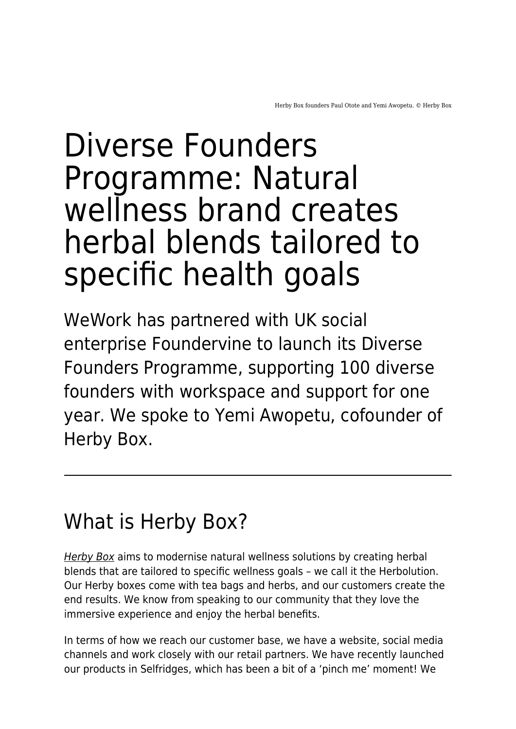Herby Box founders Paul Otote and Yemi Awopetu. © Herby Box

# Diverse Founders Programme: Natural wellness brand creates herbal blends tailored to specific health goals

WeWork has partnered with UK social enterprise Foundervine to launch its Diverse Founders Programme, supporting 100 diverse founders with workspace and support for one year. We spoke to Yemi Awopetu, cofounder of Herby Box.

---

## What is Herby Box?

*Herby Box* aims to modernise natural wellness solutions by creating herbal blends that are tailored to specific wellness goals – we call it the Herbolution. Our Herby boxes come with tea bags and herbs, and our customers create the end results. We know from speaking to our community that they love the immersive experience and enjoy the herbal benefits.

In terms of how we reach our customer base, we have a website, social media channels and work closely with our retail partners. We have recently launched our products in Selfridges, which has been a bit of a 'pinch me' moment! We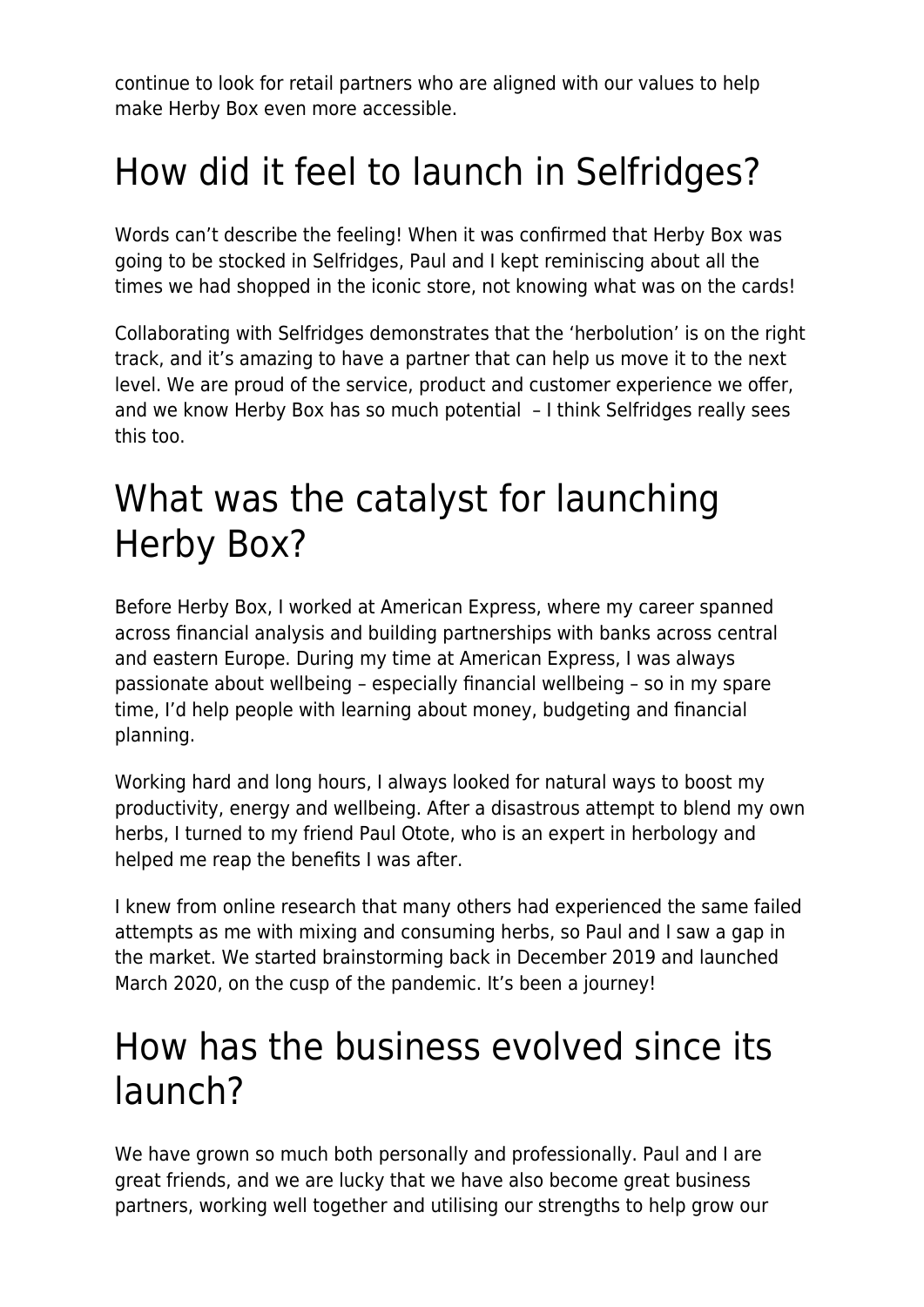continue to look for retail partners who are aligned with our values to help make Herby Box even more accessible.

## How did it feel to launch in Selfridges?

Words can't describe the feeling! When it was confirmed that Herby Box was going to be stocked in Selfridges, Paul and I kept reminiscing about all the times we had shopped in the iconic store, not knowing what was on the cards!

Collaborating with Selfridges demonstrates that the 'herbolution' is on the right track, and it's amazing to have a partner that can help us move it to the next level. We are proud of the service, product and customer experience we offer, and we know Herby Box has so much potential – I think Selfridges really sees this too.

## What was the catalyst for launching Herby Box?

Before Herby Box, I worked at American Express, where my career spanned across financial analysis and building partnerships with banks across central and eastern Europe. During my time at American Express, I was always passionate about wellbeing – especially financial wellbeing – so in my spare time, I'd help people with learning about money, budgeting and financial planning.

Working hard and long hours, I always looked for natural ways to boost my productivity, energy and wellbeing. After a disastrous attempt to blend my own herbs, I turned to my friend Paul Otote, who is an expert in herbology and helped me reap the benefits I was after.

I knew from online research that many others had experienced the same failed attempts as me with mixing and consuming herbs, so Paul and I saw a gap in the market. We started brainstorming back in December 2019 and launched March 2020, on the cusp of the pandemic. It's been a journey!

## How has the business evolved since its launch?

We have grown so much both personally and professionally. Paul and I are great friends, and we are lucky that we have also become great business partners, working well together and utilising our strengths to help grow our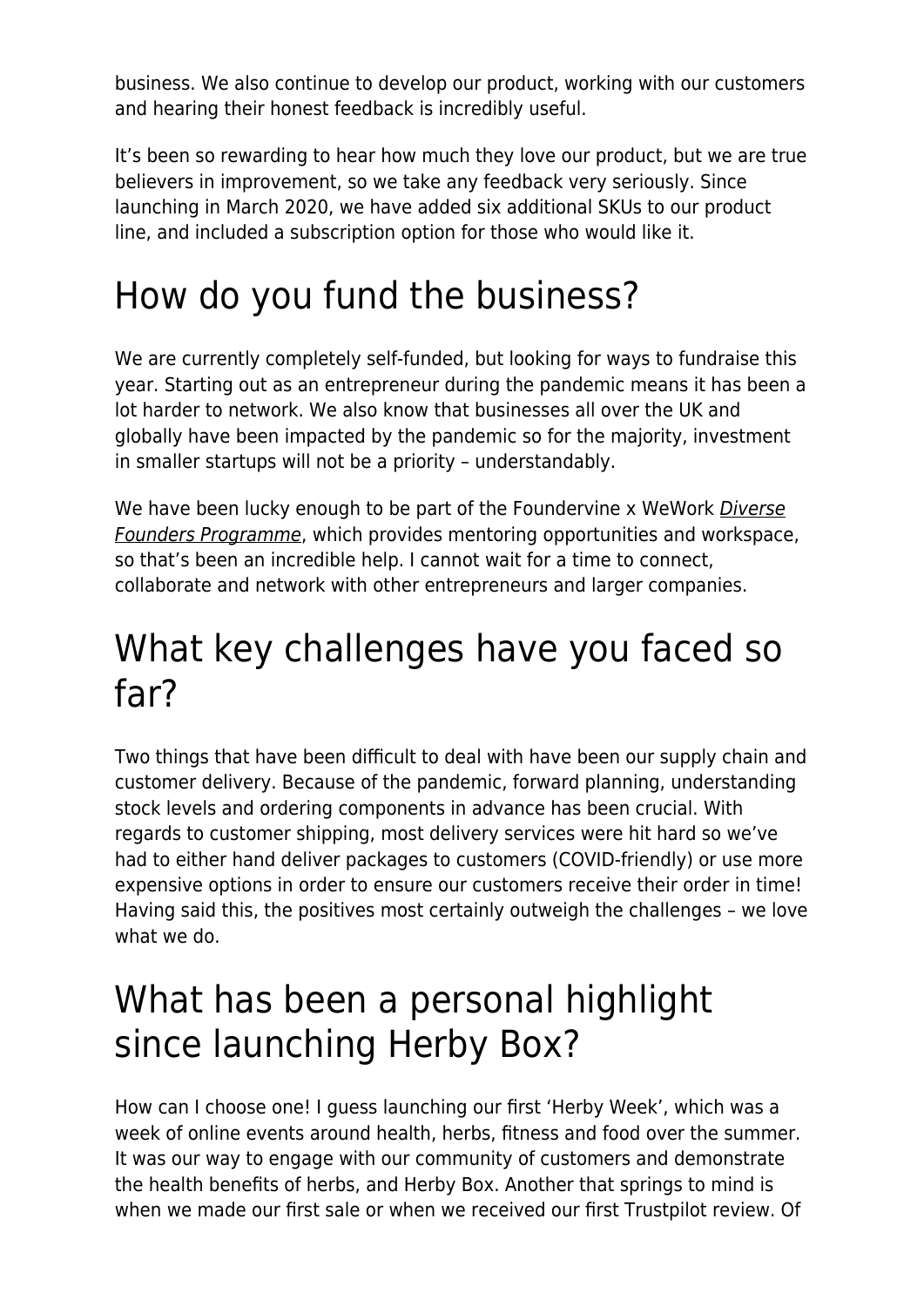business. We also continue to develop our product, working with our customers and hearing their honest feedback is incredibly useful.

It's been so rewarding to hear how much they love our product, but we are true believers in improvement, so we take any feedback very seriously. Since launching in March 2020, we have added six additional SKUs to our product line, and included a subscription option for those who would like it.

# How do you fund the business?

We are currently completely self-funded, but looking for ways to fundraise this year. Starting out as an entrepreneur during the pandemic means it has been a lot harder to network. We also know that businesses all over the UK and globally have been impacted by the pandemic so for the majority, investment in smaller startups will not be a priority – understandably.

We have been lucky enough to be part of the Foundervine x WeWork *Diverse Founders Programme*, which provides mentoring opportunities and workspace, so that's been an incredible help. I cannot wait for a time to connect, collaborate and network with other entrepreneurs and larger companies.

# What key challenges have you faced so far?

Two things that have been difficult to deal with have been our supply chain and customer delivery. Because of the pandemic, forward planning, understanding stock levels and ordering components in advance has been crucial. With regards to customer shipping, most delivery services were hit hard so we've had to either hand deliver packages to customers (COVID-friendly) or use more expensive options in order to ensure our customers receive their order in time! Having said this, the positives most certainly outweigh the challenges – we love what we do.

# What has been a personal highlight since launching Herby Box?

How can I choose one! I guess launching our first 'Herby Week', which was a week of online events around health, herbs, fitness and food over the summer. It was our way to engage with our community of customers and demonstrate the health benefits of herbs, and Herby Box. Another that springs to mind is when we made our first sale or when we received our first Trustpilot review. Of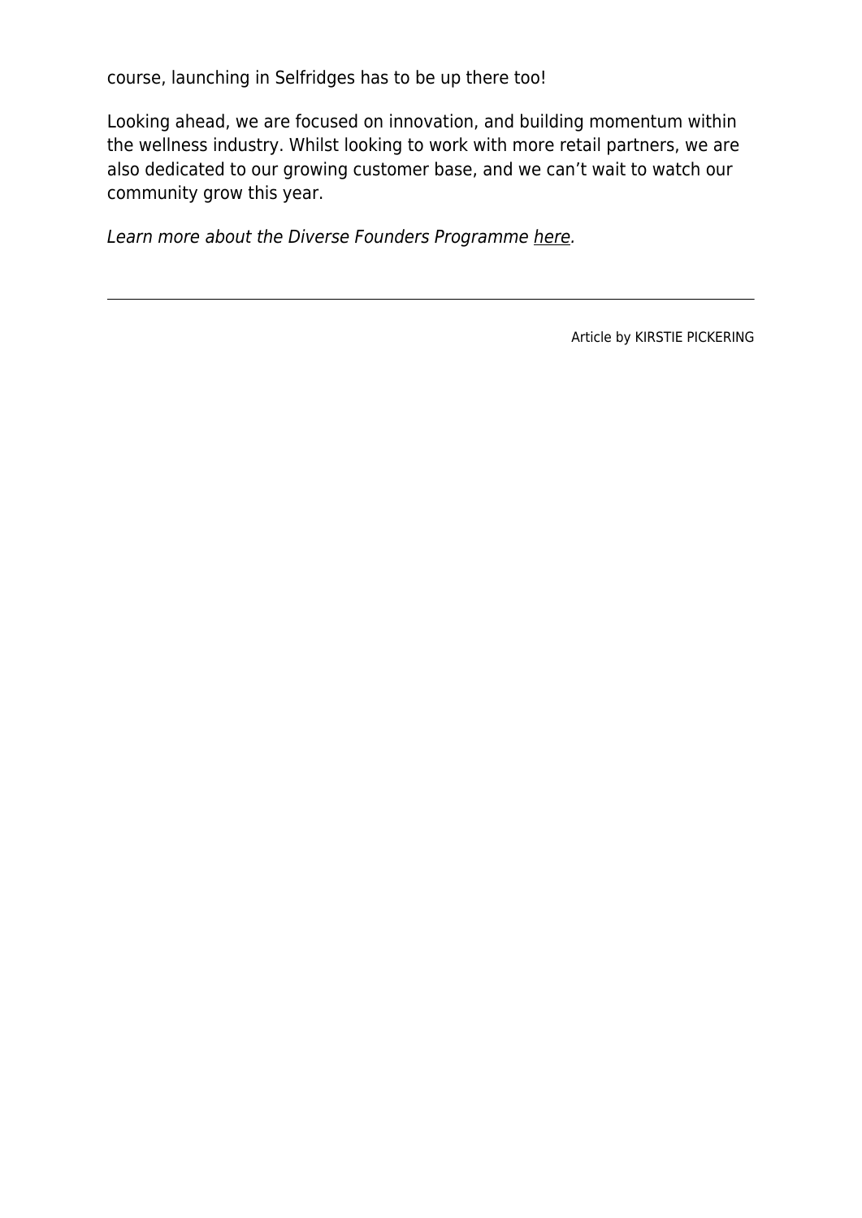course, launching in Selfridges has to be up there too!

Looking ahead, we are focused on innovation, and building momentum within the wellness industry. Whilst looking to work with more retail partners, we are also dedicated to our growing customer base, and we can't wait to watch our community grow this year.

*Learn more about the Diverse Founders Programme here.*

---

Article by KIRSTIE PICKERING